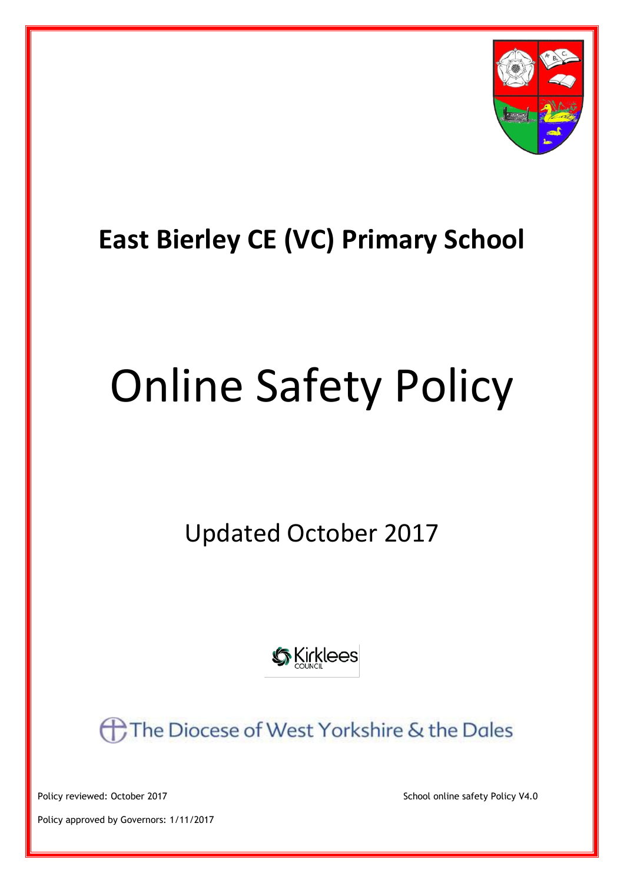# East Bierley CE (VC) Primary School

# Online Safety Policy

## Updated October 2017

Kirklees Council

The Diocese of West Yorkshire & the Dales

Policy reviewed: October 2017

School online safety Policy V4.0

Policy approved by Governors: 1/11/2017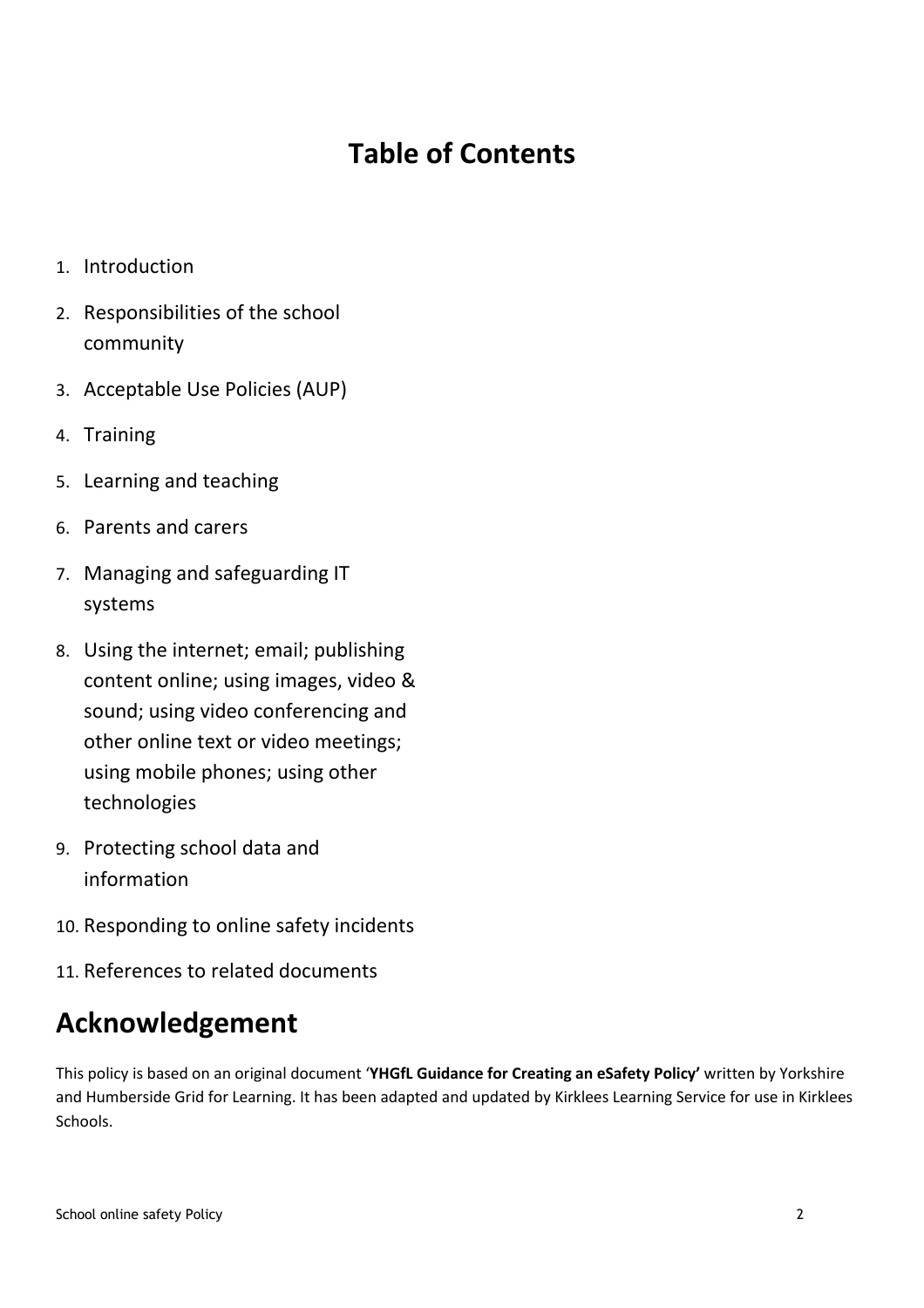# Table of Contents

1. Introduction
2. Responsibilities of the school community
3. Acceptable Use Policies (AUP)
4. Training
5. Learning and teaching
6. Parents and carers
7. Managing and safeguarding IT systems
8. Using the internet; email; publishing content online; using images, video & sound; using video conferencing and other online text or video meetings; using mobile phones; using other technologies
9. Protecting school data and information
10. Responding to online safety incidents
11. References to related documents

# Acknowledgement

This policy is based on an original document '**YHGfL Guidance for Creating an eSafety Policy'** written by Yorkshire and Humberside Grid for Learning. It has been adapted and updated by Kirklees Learning Service for use in Kirklees Schools.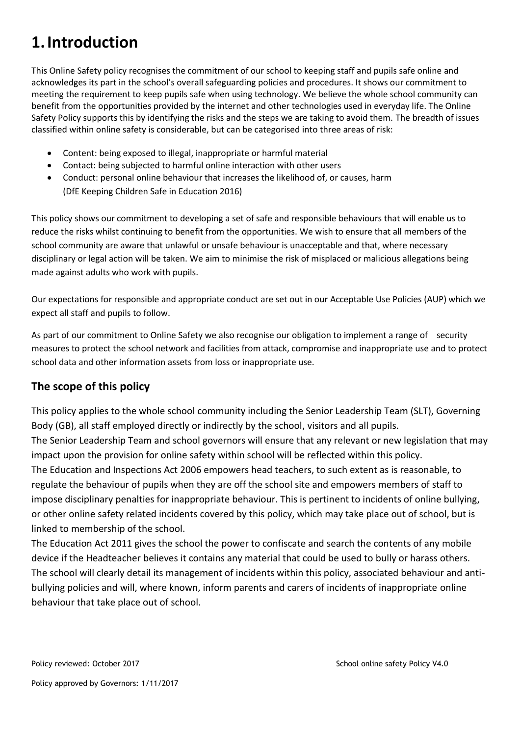# 1. Introduction

This Online Safety policy recognises the commitment of our school to keeping staff and pupils safe online and acknowledges its part in the school's overall safeguarding policies and procedures. It shows our commitment to meeting the requirement to keep pupils safe when using technology. We believe the whole school community can benefit from the opportunities provided by the internet and other technologies used in everyday life. The Online Safety Policy supports this by identifying the risks and the steps we are taking to avoid them. The breadth of issues classified within online safety is considerable, but can be categorised into three areas of risk:

- Content: being exposed to illegal, inappropriate or harmful material
- Contact: being subjected to harmful online interaction with other users
- Conduct: personal online behaviour that increases the likelihood of, or causes, harm (DfE Keeping Children Safe in Education 2016)

This policy shows our commitment to developing a set of safe and responsible behaviours that will enable us to reduce the risks whilst continuing to benefit from the opportunities. We wish to ensure that all members of the school community are aware that unlawful or unsafe behaviour is unacceptable and that, where necessary disciplinary or legal action will be taken. We aim to minimise the risk of misplaced or malicious allegations being made against adults who work with pupils.

Our expectations for responsible and appropriate conduct are set out in our Acceptable Use Policies (AUP) which we expect all staff and pupils to follow.

As part of our commitment to Online Safety we also recognise our obligation to implement a range of security measures to protect the school network and facilities from attack, compromise and inappropriate use and to protect school data and other information assets from loss or inappropriate use.

## The scope of this policy

This policy applies to the whole school community including the Senior Leadership Team (SLT), Governing Body (GB), all staff employed directly or indirectly by the school, visitors and all pupils.

The Senior Leadership Team and school governors will ensure that any relevant or new legislation that may impact upon the provision for online safety within school will be reflected within this policy.

The Education and Inspections Act 2006 empowers head teachers, to such extent as is reasonable, to regulate the behaviour of pupils when they are off the school site and empowers members of staff to impose disciplinary penalties for inappropriate behaviour. This is pertinent to incidents of online bullying, or other online safety related incidents covered by this policy, which may take place out of school, but is linked to membership of the school.

The Education Act 2011 gives the school the power to confiscate and search the contents of any mobile device if the Headteacher believes it contains any material that could be used to bully or harass others.

The school will clearly detail its management of incidents within this policy, associated behaviour and anti-bullying policies and will, where known, inform parents and carers of incidents of inappropriate online behaviour that take place out of school.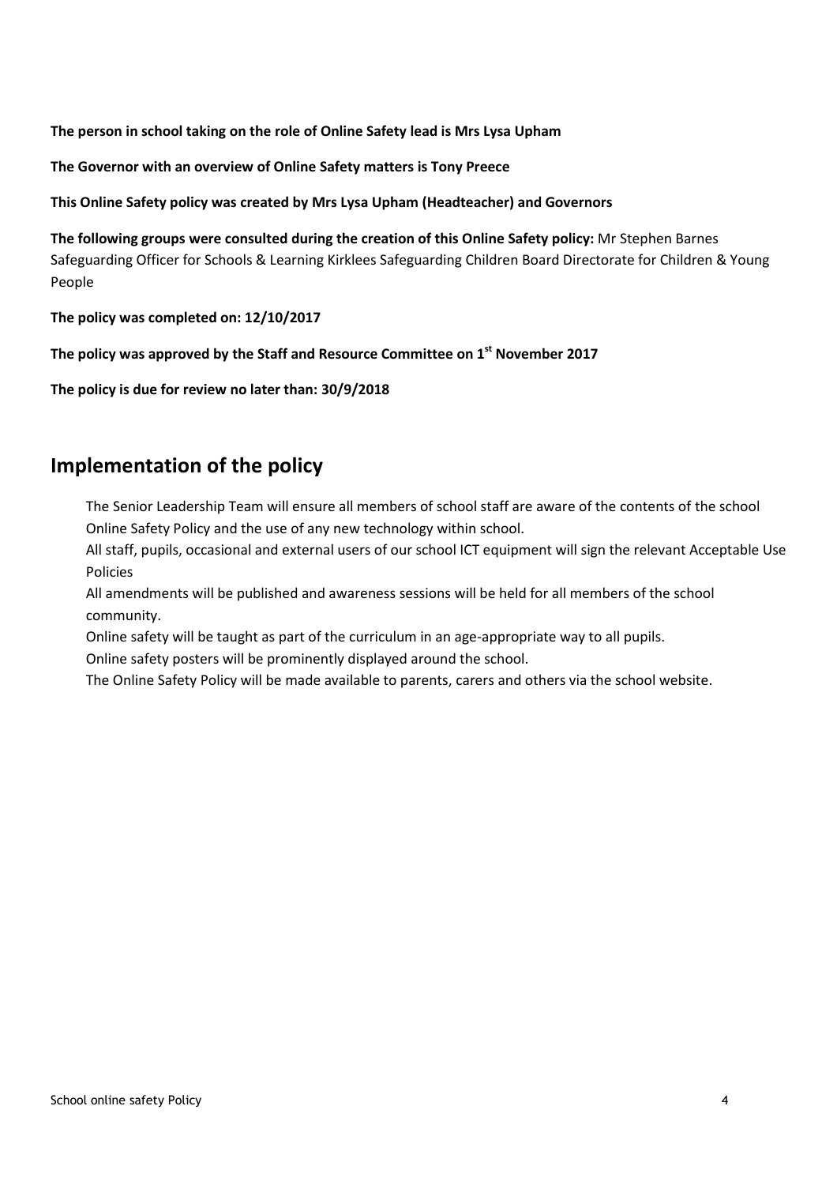**The person in school taking on the role of Online Safety lead is Mrs Lysa Upham**

**The Governor with an overview of Online Safety matters is Tony Preece**

**This Online Safety policy was created by Mrs Lysa Upham (Headteacher) and Governors**

**The following groups were consulted during the creation of this Online Safety policy:** Mr Stephen Barnes Safeguarding Officer for Schools & Learning Kirklees Safeguarding Children Board Directorate for Children & Young People

**The policy was completed on: 12/10/2017**

**The policy was approved by the Staff and Resource Committee on 1st November 2017**

**The policy is due for review no later than: 30/9/2018**

## Implementation of the policy

The Senior Leadership Team will ensure all members of school staff are aware of the contents of the school Online Safety Policy and the use of any new technology within school.

All staff, pupils, occasional and external users of our school ICT equipment will sign the relevant Acceptable Use Policies

All amendments will be published and awareness sessions will be held for all members of the school community.

Online safety will be taught as part of the curriculum in an age-appropriate way to all pupils.

Online safety posters will be prominently displayed around the school.

The Online Safety Policy will be made available to parents, carers and others via the school website.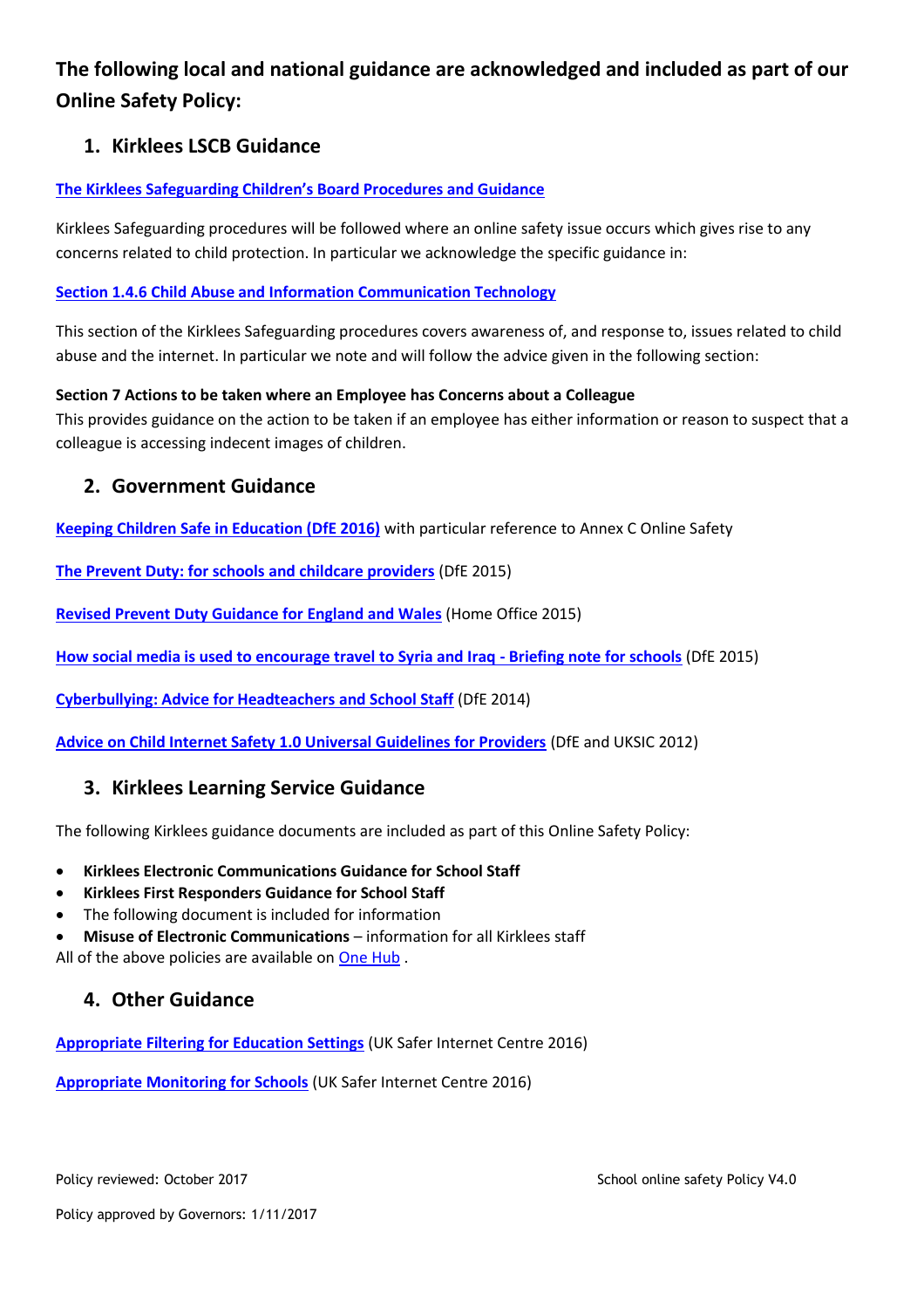## The following local and national guidance are acknowledged and included as part of our Online Safety Policy:

### 1. Kirklees LSCB Guidance

**The Kirklees Safeguarding Children's Board Procedures and Guidance**

Kirklees Safeguarding procedures will be followed where an online safety issue occurs which gives rise to any concerns related to child protection. In particular we acknowledge the specific guidance in:

**Section 1.4.6 Child Abuse and Information Communication Technology**

This section of the Kirklees Safeguarding procedures covers awareness of, and response to, issues related to child abuse and the internet. In particular we note and will follow the advice given in the following section:

**Section 7 Actions to be taken where an Employee has Concerns about a Colleague**
This provides guidance on the action to be taken if an employee has either information or reason to suspect that a colleague is accessing indecent images of children.

### 2. Government Guidance

**Keeping Children Safe in Education (DfE 2016)** with particular reference to Annex C Online Safety

**The Prevent Duty: for schools and childcare providers** (DfE 2015)

**Revised Prevent Duty Guidance for England and Wales** (Home Office 2015)

**How social media is used to encourage travel to Syria and Iraq - Briefing note for schools** (DfE 2015)

**Cyberbullying: Advice for Headteachers and School Staff** (DfE 2014)

**Advice on Child Internet Safety 1.0 Universal Guidelines for Providers** (DfE and UKSIC 2012)

### 3. Kirklees Learning Service Guidance

The following Kirklees guidance documents are included as part of this Online Safety Policy:

- **Kirklees Electronic Communications Guidance for School Staff**
- **Kirklees First Responders Guidance for School Staff**
- The following document is included for information
- **Misuse of Electronic Communications** – information for all Kirklees staff

All of the above policies are available on One Hub .

### 4. Other Guidance

**Appropriate Filtering for Education Settings** (UK Safer Internet Centre 2016)

**Appropriate Monitoring for Schools** (UK Safer Internet Centre 2016)

Policy reviewed: October 2017

School online safety Policy V4.0

Policy approved by Governors: 1/11/2017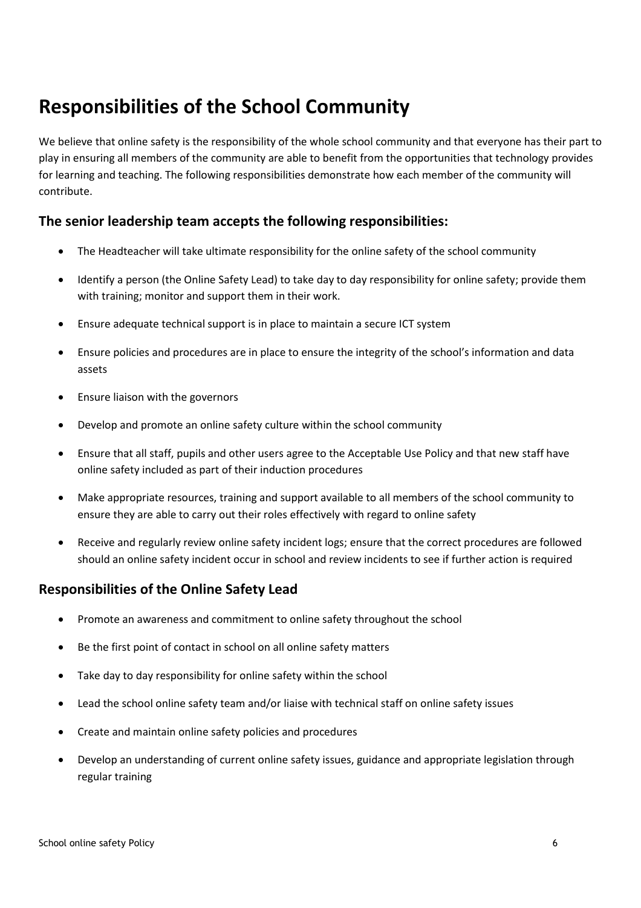# Responsibilities of the School Community

We believe that online safety is the responsibility of the whole school community and that everyone has their part to play in ensuring all members of the community are able to benefit from the opportunities that technology provides for learning and teaching. The following responsibilities demonstrate how each member of the community will contribute.

## The senior leadership team accepts the following responsibilities:

- The Headteacher will take ultimate responsibility for the online safety of the school community
- Identify a person (the Online Safety Lead) to take day to day responsibility for online safety; provide them with training; monitor and support them in their work.
- Ensure adequate technical support is in place to maintain a secure ICT system
- Ensure policies and procedures are in place to ensure the integrity of the school's information and data assets
- Ensure liaison with the governors
- Develop and promote an online safety culture within the school community
- Ensure that all staff, pupils and other users agree to the Acceptable Use Policy and that new staff have online safety included as part of their induction procedures
- Make appropriate resources, training and support available to all members of the school community to ensure they are able to carry out their roles effectively with regard to online safety
- Receive and regularly review online safety incident logs; ensure that the correct procedures are followed should an online safety incident occur in school and review incidents to see if further action is required

## Responsibilities of the Online Safety Lead

- Promote an awareness and commitment to online safety throughout the school
- Be the first point of contact in school on all online safety matters
- Take day to day responsibility for online safety within the school
- Lead the school online safety team and/or liaise with technical staff on online safety issues
- Create and maintain online safety policies and procedures
- Develop an understanding of current online safety issues, guidance and appropriate legislation through regular training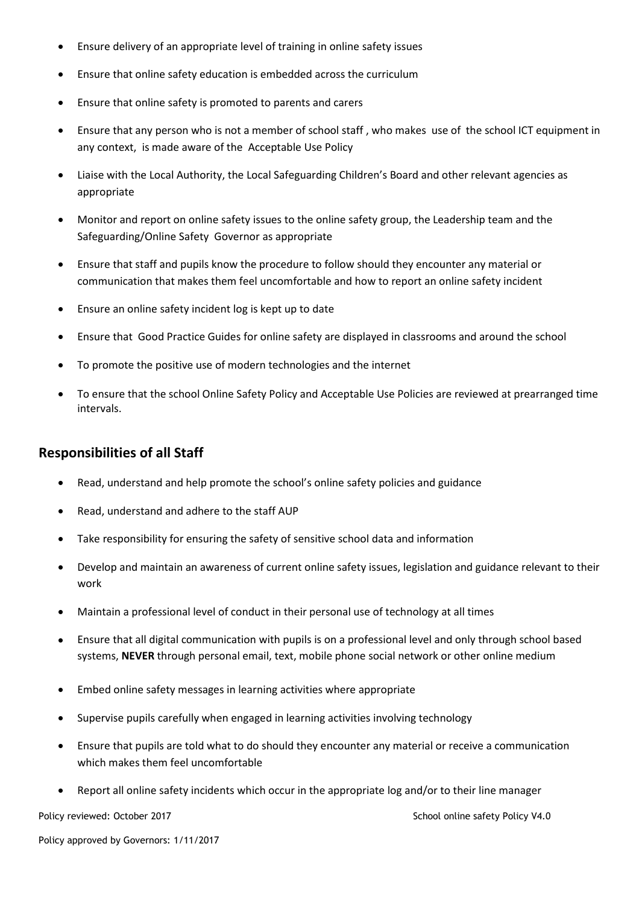- Ensure delivery of an appropriate level of training in online safety issues
- Ensure that online safety education is embedded across the curriculum
- Ensure that online safety is promoted to parents and carers
- Ensure that any person who is not a member of school staff , who makes use of the school ICT equipment in any context, is made aware of the Acceptable Use Policy
- Liaise with the Local Authority, the Local Safeguarding Children's Board and other relevant agencies as appropriate
- Monitor and report on online safety issues to the online safety group, the Leadership team and the Safeguarding/Online Safety Governor as appropriate
- Ensure that staff and pupils know the procedure to follow should they encounter any material or communication that makes them feel uncomfortable and how to report an online safety incident
- Ensure an online safety incident log is kept up to date
- Ensure that Good Practice Guides for online safety are displayed in classrooms and around the school
- To promote the positive use of modern technologies and the internet
- To ensure that the school Online Safety Policy and Acceptable Use Policies are reviewed at prearranged time intervals.

## Responsibilities of all Staff

- Read, understand and help promote the school's online safety policies and guidance
- Read, understand and adhere to the staff AUP
- Take responsibility for ensuring the safety of sensitive school data and information
- Develop and maintain an awareness of current online safety issues, legislation and guidance relevant to their work
- Maintain a professional level of conduct in their personal use of technology at all times
- Ensure that all digital communication with pupils is on a professional level and only through school based systems, **NEVER** through personal email, text, mobile phone social network or other online medium
- Embed online safety messages in learning activities where appropriate
- Supervise pupils carefully when engaged in learning activities involving technology
- Ensure that pupils are told what to do should they encounter any material or receive a communication which makes them feel uncomfortable
- Report all online safety incidents which occur in the appropriate log and/or to their line manager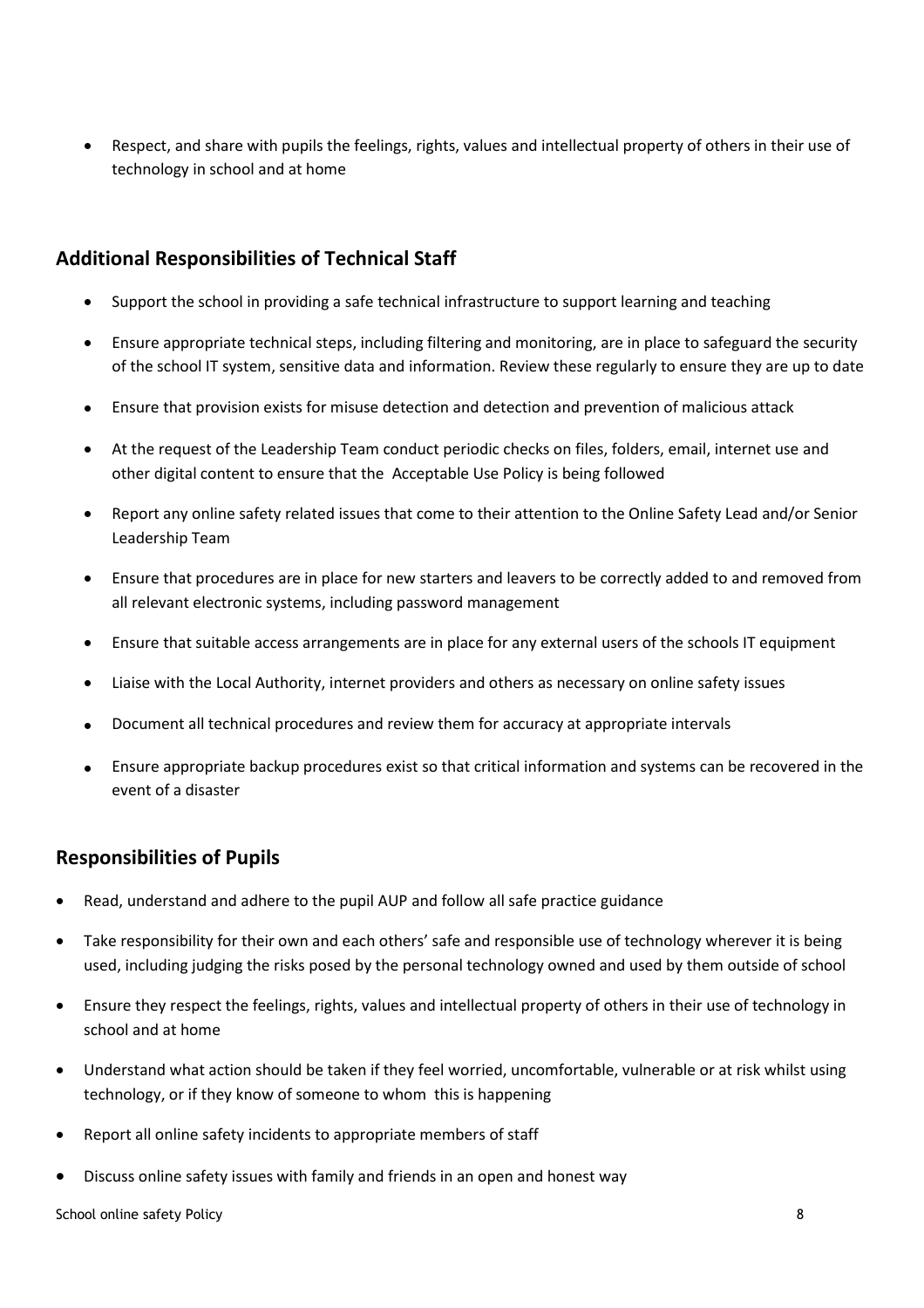- Respect, and share with pupils the feelings, rights, values and intellectual property of others in their use of technology in school and at home

## Additional Responsibilities of Technical Staff

- Support the school in providing a safe technical infrastructure to support learning and teaching
- Ensure appropriate technical steps, including filtering and monitoring, are in place to safeguard the security of the school IT system, sensitive data and information. Review these regularly to ensure they are up to date
- Ensure that provision exists for misuse detection and detection and prevention of malicious attack
- At the request of the Leadership Team conduct periodic checks on files, folders, email, internet use and other digital content to ensure that the Acceptable Use Policy is being followed
- Report any online safety related issues that come to their attention to the Online Safety Lead and/or Senior Leadership Team
- Ensure that procedures are in place for new starters and leavers to be correctly added to and removed from all relevant electronic systems, including password management
- Ensure that suitable access arrangements are in place for any external users of the schools IT equipment
- Liaise with the Local Authority, internet providers and others as necessary on online safety issues
- Document all technical procedures and review them for accuracy at appropriate intervals
- Ensure appropriate backup procedures exist so that critical information and systems can be recovered in the event of a disaster

## Responsibilities of Pupils

- Read, understand and adhere to the pupil AUP and follow all safe practice guidance
- Take responsibility for their own and each others' safe and responsible use of technology wherever it is being used, including judging the risks posed by the personal technology owned and used by them outside of school
- Ensure they respect the feelings, rights, values and intellectual property of others in their use of technology in school and at home
- Understand what action should be taken if they feel worried, uncomfortable, vulnerable or at risk whilst using technology, or if they know of someone to whom this is happening
- Report all online safety incidents to appropriate members of staff
- Discuss online safety issues with family and friends in an open and honest way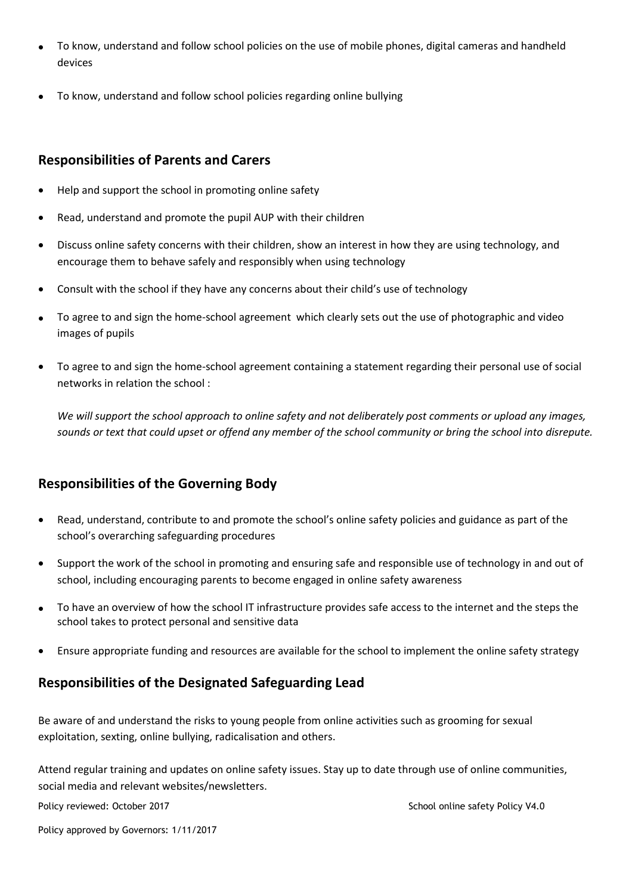- To know, understand and follow school policies on the use of mobile phones, digital cameras and handheld devices
- To know, understand and follow school policies regarding online bullying

## Responsibilities of Parents and Carers

- Help and support the school in promoting online safety
- Read, understand and promote the pupil AUP with their children
- Discuss online safety concerns with their children, show an interest in how they are using technology, and encourage them to behave safely and responsibly when using technology
- Consult with the school if they have any concerns about their child's use of technology
- To agree to and sign the home-school agreement which clearly sets out the use of photographic and video images of pupils
- To agree to and sign the home-school agreement containing a statement regarding their personal use of social networks in relation the school :

  *We will support the school approach to online safety and not deliberately post comments or upload any images, sounds or text that could upset or offend any member of the school community or bring the school into disrepute.*

## Responsibilities of the Governing Body

- Read, understand, contribute to and promote the school's online safety policies and guidance as part of the school's overarching safeguarding procedures
- Support the work of the school in promoting and ensuring safe and responsible use of technology in and out of school, including encouraging parents to become engaged in online safety awareness
- To have an overview of how the school IT infrastructure provides safe access to the internet and the steps the school takes to protect personal and sensitive data
- Ensure appropriate funding and resources are available for the school to implement the online safety strategy

## Responsibilities of the Designated Safeguarding Lead

Be aware of and understand the risks to young people from online activities such as grooming for sexual exploitation, sexting, online bullying, radicalisation and others.

Attend regular training and updates on online safety issues. Stay up to date through use of online communities, social media and relevant websites/newsletters.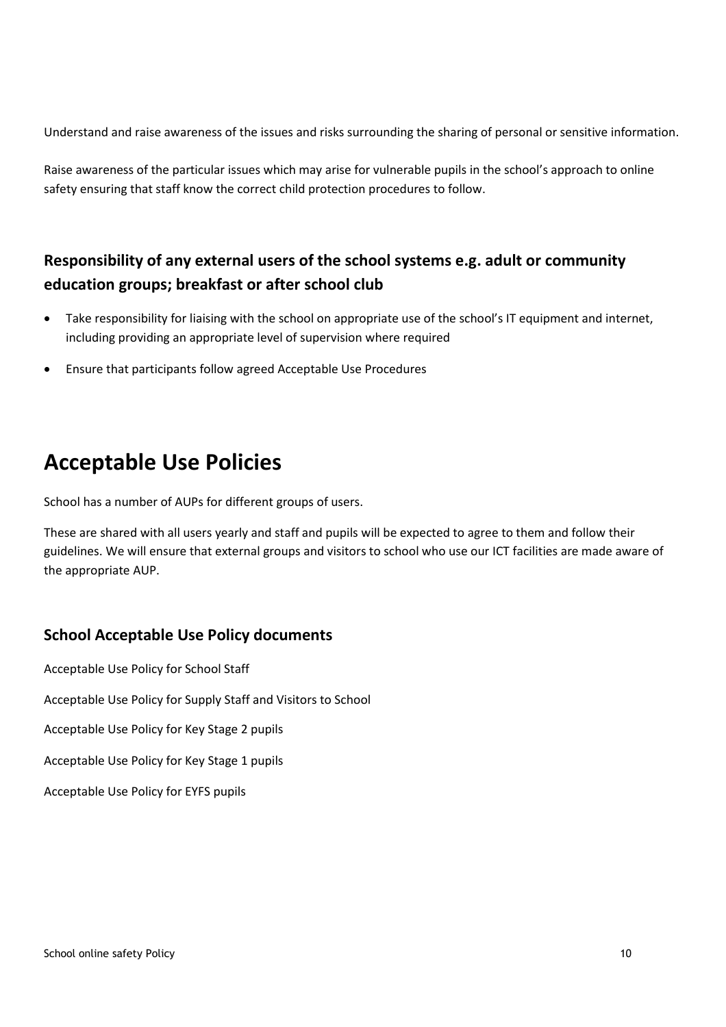Understand and raise awareness of the issues and risks surrounding the sharing of personal or sensitive information.

Raise awareness of the particular issues which may arise for vulnerable pupils in the school's approach to online safety ensuring that staff know the correct child protection procedures to follow.

### Responsibility of any external users of the school systems e.g. adult or community education groups; breakfast or after school club

- Take responsibility for liaising with the school on appropriate use of the school's IT equipment and internet, including providing an appropriate level of supervision where required
- Ensure that participants follow agreed Acceptable Use Procedures

## Acceptable Use Policies

School has a number of AUPs for different groups of users.

These are shared with all users yearly and staff and pupils will be expected to agree to them and follow their guidelines. We will ensure that external groups and visitors to school who use our ICT facilities are made aware of the appropriate AUP.

### School Acceptable Use Policy documents

Acceptable Use Policy for School Staff

Acceptable Use Policy for Supply Staff and Visitors to School

Acceptable Use Policy for Key Stage 2 pupils

Acceptable Use Policy for Key Stage 1 pupils

Acceptable Use Policy for EYFS pupils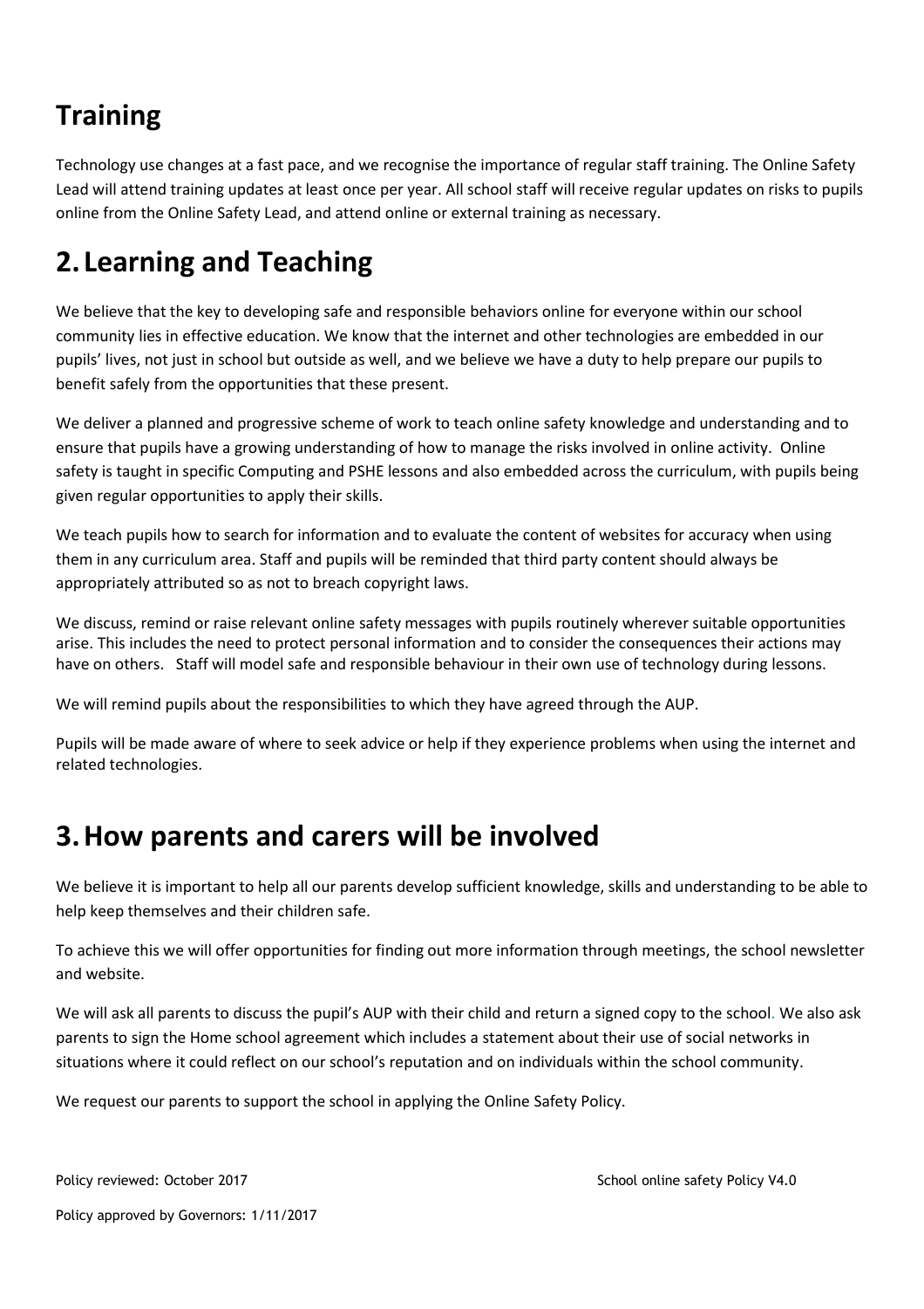## Training

Technology use changes at a fast pace, and we recognise the importance of regular staff training. The Online Safety Lead will attend training updates at least once per year. All school staff will receive regular updates on risks to pupils online from the Online Safety Lead, and attend online or external training as necessary.

## 2. Learning and Teaching

We believe that the key to developing safe and responsible behaviors online for everyone within our school community lies in effective education. We know that the internet and other technologies are embedded in our pupils' lives, not just in school but outside as well, and we believe we have a duty to help prepare our pupils to benefit safely from the opportunities that these present.

We deliver a planned and progressive scheme of work to teach online safety knowledge and understanding and to ensure that pupils have a growing understanding of how to manage the risks involved in online activity. Online safety is taught in specific Computing and PSHE lessons and also embedded across the curriculum, with pupils being given regular opportunities to apply their skills.

We teach pupils how to search for information and to evaluate the content of websites for accuracy when using them in any curriculum area. Staff and pupils will be reminded that third party content should always be appropriately attributed so as not to breach copyright laws.

We discuss, remind or raise relevant online safety messages with pupils routinely wherever suitable opportunities arise. This includes the need to protect personal information and to consider the consequences their actions may have on others. Staff will model safe and responsible behaviour in their own use of technology during lessons.

We will remind pupils about the responsibilities to which they have agreed through the AUP.

Pupils will be made aware of where to seek advice or help if they experience problems when using the internet and related technologies.

## 3. How parents and carers will be involved

We believe it is important to help all our parents develop sufficient knowledge, skills and understanding to be able to help keep themselves and their children safe.

To achieve this we will offer opportunities for finding out more information through meetings, the school newsletter and website.

We will ask all parents to discuss the pupil's AUP with their child and return a signed copy to the school. We also ask parents to sign the Home school agreement which includes a statement about their use of social networks in situations where it could reflect on our school's reputation and on individuals within the school community.

We request our parents to support the school in applying the Online Safety Policy.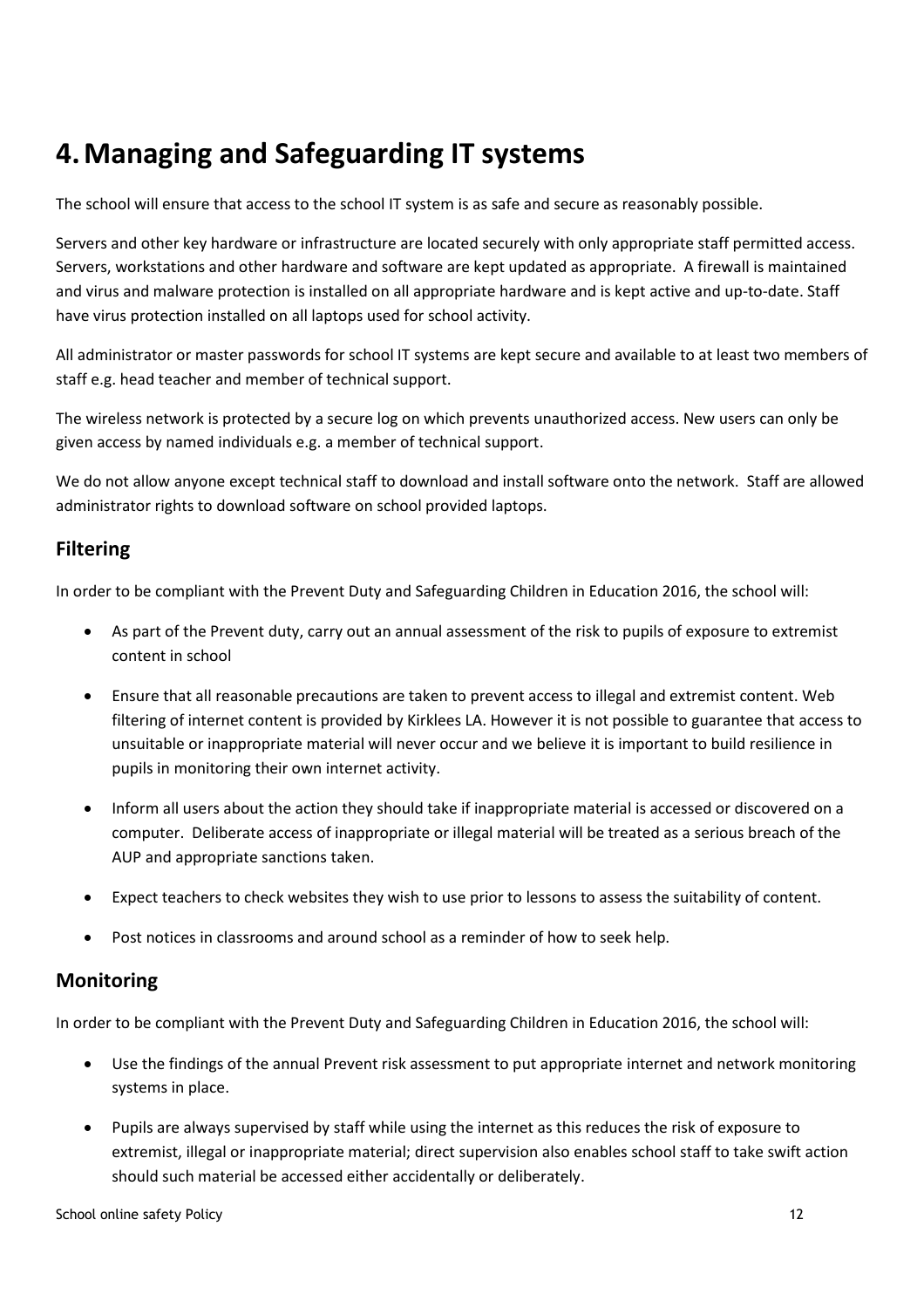# 4. Managing and Safeguarding IT systems

The school will ensure that access to the school IT system is as safe and secure as reasonably possible.

Servers and other key hardware or infrastructure are located securely with only appropriate staff permitted access. Servers, workstations and other hardware and software are kept updated as appropriate. A firewall is maintained and virus and malware protection is installed on all appropriate hardware and is kept active and up-to-date. Staff have virus protection installed on all laptops used for school activity.

All administrator or master passwords for school IT systems are kept secure and available to at least two members of staff e.g. head teacher and member of technical support.

The wireless network is protected by a secure log on which prevents unauthorized access. New users can only be given access by named individuals e.g. a member of technical support.

We do not allow anyone except technical staff to download and install software onto the network. Staff are allowed administrator rights to download software on school provided laptops.

## Filtering

In order to be compliant with the Prevent Duty and Safeguarding Children in Education 2016, the school will:

- As part of the Prevent duty, carry out an annual assessment of the risk to pupils of exposure to extremist content in school
- Ensure that all reasonable precautions are taken to prevent access to illegal and extremist content. Web filtering of internet content is provided by Kirklees LA. However it is not possible to guarantee that access to unsuitable or inappropriate material will never occur and we believe it is important to build resilience in pupils in monitoring their own internet activity.
- Inform all users about the action they should take if inappropriate material is accessed or discovered on a computer. Deliberate access of inappropriate or illegal material will be treated as a serious breach of the AUP and appropriate sanctions taken.
- Expect teachers to check websites they wish to use prior to lessons to assess the suitability of content.
- Post notices in classrooms and around school as a reminder of how to seek help.

## Monitoring

In order to be compliant with the Prevent Duty and Safeguarding Children in Education 2016, the school will:

- Use the findings of the annual Prevent risk assessment to put appropriate internet and network monitoring systems in place.
- Pupils are always supervised by staff while using the internet as this reduces the risk of exposure to extremist, illegal or inappropriate material; direct supervision also enables school staff to take swift action should such material be accessed either accidentally or deliberately.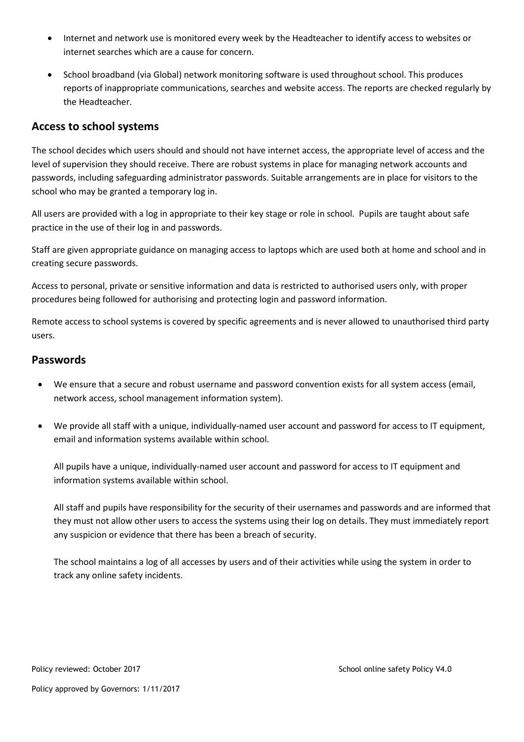- Internet and network use is monitored every week by the Headteacher to identify access to websites or internet searches which are a cause for concern.

- School broadband (via Global) network monitoring software is used throughout school. This produces reports of inappropriate communications, searches and website access. The reports are checked regularly by the Headteacher.

## Access to school systems

The school decides which users should and should not have internet access, the appropriate level of access and the level of supervision they should receive. There are robust systems in place for managing network accounts and passwords, including safeguarding administrator passwords. Suitable arrangements are in place for visitors to the school who may be granted a temporary log in.

All users are provided with a log in appropriate to their key stage or role in school. Pupils are taught about safe practice in the use of their log in and passwords.

Staff are given appropriate guidance on managing access to laptops which are used both at home and school and in creating secure passwords.

Access to personal, private or sensitive information and data is restricted to authorised users only, with proper procedures being followed for authorising and protecting login and password information.

Remote access to school systems is covered by specific agreements and is never allowed to unauthorised third party users.

## Passwords

- We ensure that a secure and robust username and password convention exists for all system access (email, network access, school management information system).

- We provide all staff with a unique, individually-named user account and password for access to IT equipment, email and information systems available within school.

  All pupils have a unique, individually-named user account and password for access to IT equipment and information systems available within school.

  All staff and pupils have responsibility for the security of their usernames and passwords and are informed that they must not allow other users to access the systems using their log on details. They must immediately report any suspicion or evidence that there has been a breach of security.

  The school maintains a log of all accesses by users and of their activities while using the system in order to track any online safety incidents.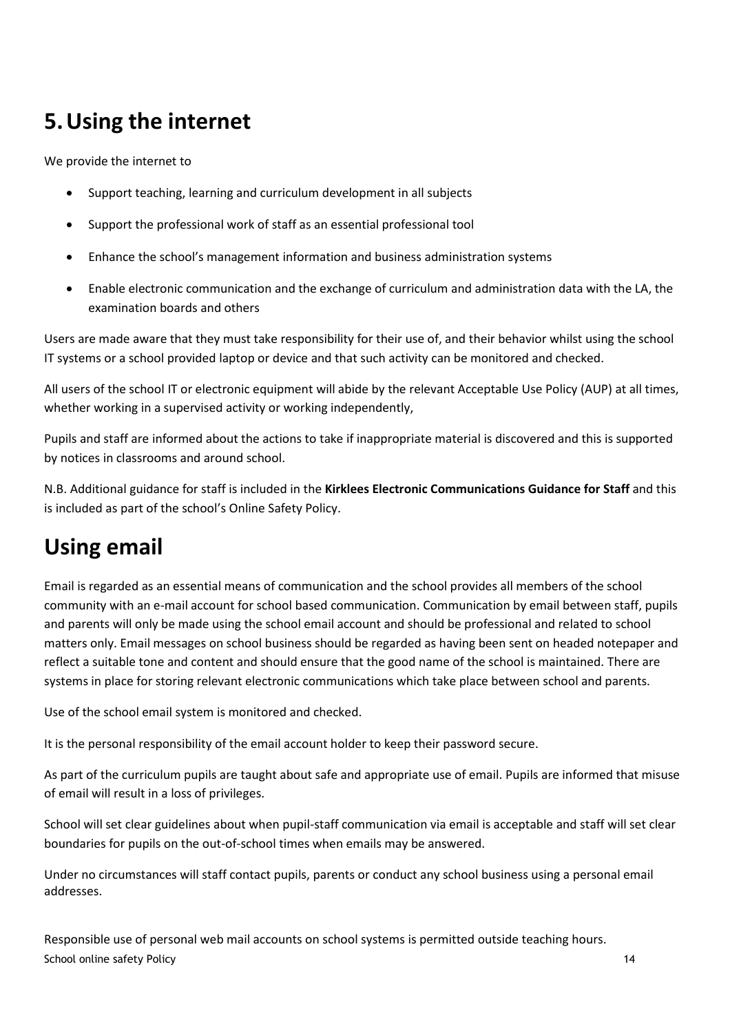# 5. Using the internet

We provide the internet to

- Support teaching, learning and curriculum development in all subjects
- Support the professional work of staff as an essential professional tool
- Enhance the school's management information and business administration systems
- Enable electronic communication and the exchange of curriculum and administration data with the LA, the examination boards and others

Users are made aware that they must take responsibility for their use of, and their behavior whilst using the school IT systems or a school provided laptop or device and that such activity can be monitored and checked.

All users of the school IT or electronic equipment will abide by the relevant Acceptable Use Policy (AUP) at all times, whether working in a supervised activity or working independently,

Pupils and staff are informed about the actions to take if inappropriate material is discovered and this is supported by notices in classrooms and around school.

N.B. Additional guidance for staff is included in the **Kirklees Electronic Communications Guidance for Staff** and this is included as part of the school's Online Safety Policy.

# Using email

Email is regarded as an essential means of communication and the school provides all members of the school community with an e-mail account for school based communication. Communication by email between staff, pupils and parents will only be made using the school email account and should be professional and related to school matters only. Email messages on school business should be regarded as having been sent on headed notepaper and reflect a suitable tone and content and should ensure that the good name of the school is maintained. There are systems in place for storing relevant electronic communications which take place between school and parents.

Use of the school email system is monitored and checked.

It is the personal responsibility of the email account holder to keep their password secure.

As part of the curriculum pupils are taught about safe and appropriate use of email. Pupils are informed that misuse of email will result in a loss of privileges.

School will set clear guidelines about when pupil-staff communication via email is acceptable and staff will set clear boundaries for pupils on the out-of-school times when emails may be answered.

Under no circumstances will staff contact pupils, parents or conduct any school business using a personal email addresses.

Responsible use of personal web mail accounts on school systems is permitted outside teaching hours.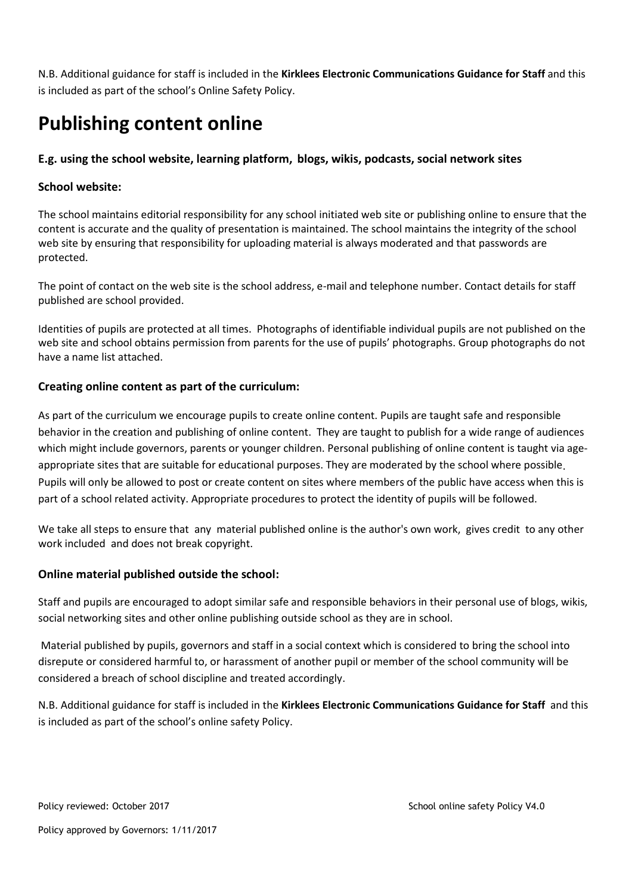N.B. Additional guidance for staff is included in the **Kirklees Electronic Communications Guidance for Staff** and this is included as part of the school's Online Safety Policy.

# Publishing content online

### E.g. using the school website, learning platform, blogs, wikis, podcasts, social network sites

### School website:

The school maintains editorial responsibility for any school initiated web site or publishing online to ensure that the content is accurate and the quality of presentation is maintained. The school maintains the integrity of the school web site by ensuring that responsibility for uploading material is always moderated and that passwords are protected.

The point of contact on the web site is the school address, e-mail and telephone number. Contact details for staff published are school provided.

Identities of pupils are protected at all times. Photographs of identifiable individual pupils are not published on the web site and school obtains permission from parents for the use of pupils' photographs. Group photographs do not have a name list attached.

### Creating online content as part of the curriculum:

As part of the curriculum we encourage pupils to create online content. Pupils are taught safe and responsible behavior in the creation and publishing of online content. They are taught to publish for a wide range of audiences which might include governors, parents or younger children. Personal publishing of online content is taught via age-appropriate sites that are suitable for educational purposes. They are moderated by the school where possible. Pupils will only be allowed to post or create content on sites where members of the public have access when this is part of a school related activity. Appropriate procedures to protect the identity of pupils will be followed.

We take all steps to ensure that any material published online is the author's own work, gives credit to any other work included and does not break copyright.

### Online material published outside the school:

Staff and pupils are encouraged to adopt similar safe and responsible behaviors in their personal use of blogs, wikis, social networking sites and other online publishing outside school as they are in school.

Material published by pupils, governors and staff in a social context which is considered to bring the school into disrepute or considered harmful to, or harassment of another pupil or member of the school community will be considered a breach of school discipline and treated accordingly.

N.B. Additional guidance for staff is included in the **Kirklees Electronic Communications Guidance for Staff** and this is included as part of the school's online safety Policy.

Policy reviewed: October 2017

Policy approved by Governors: 1/11/2017

School online safety Policy V4.0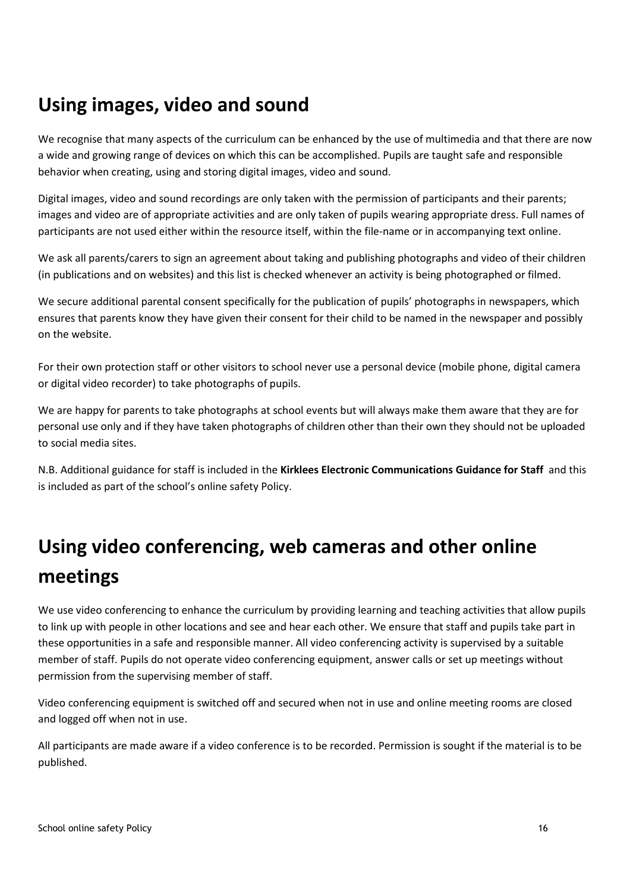## Using images, video and sound

We recognise that many aspects of the curriculum can be enhanced by the use of multimedia and that there are now a wide and growing range of devices on which this can be accomplished. Pupils are taught safe and responsible behavior when creating, using and storing digital images, video and sound.

Digital images, video and sound recordings are only taken with the permission of participants and their parents; images and video are of appropriate activities and are only taken of pupils wearing appropriate dress. Full names of participants are not used either within the resource itself, within the file-name or in accompanying text online.

We ask all parents/carers to sign an agreement about taking and publishing photographs and video of their children (in publications and on websites) and this list is checked whenever an activity is being photographed or filmed.

We secure additional parental consent specifically for the publication of pupils' photographs in newspapers, which ensures that parents know they have given their consent for their child to be named in the newspaper and possibly on the website.

For their own protection staff or other visitors to school never use a personal device (mobile phone, digital camera or digital video recorder) to take photographs of pupils.

We are happy for parents to take photographs at school events but will always make them aware that they are for personal use only and if they have taken photographs of children other than their own they should not be uploaded to social media sites.

N.B. Additional guidance for staff is included in the **Kirklees Electronic Communications Guidance for Staff** and this is included as part of the school's online safety Policy.

## Using video conferencing, web cameras and other online meetings

We use video conferencing to enhance the curriculum by providing learning and teaching activities that allow pupils to link up with people in other locations and see and hear each other. We ensure that staff and pupils take part in these opportunities in a safe and responsible manner. All video conferencing activity is supervised by a suitable member of staff. Pupils do not operate video conferencing equipment, answer calls or set up meetings without permission from the supervising member of staff.

Video conferencing equipment is switched off and secured when not in use and online meeting rooms are closed and logged off when not in use.

All participants are made aware if a video conference is to be recorded. Permission is sought if the material is to be published.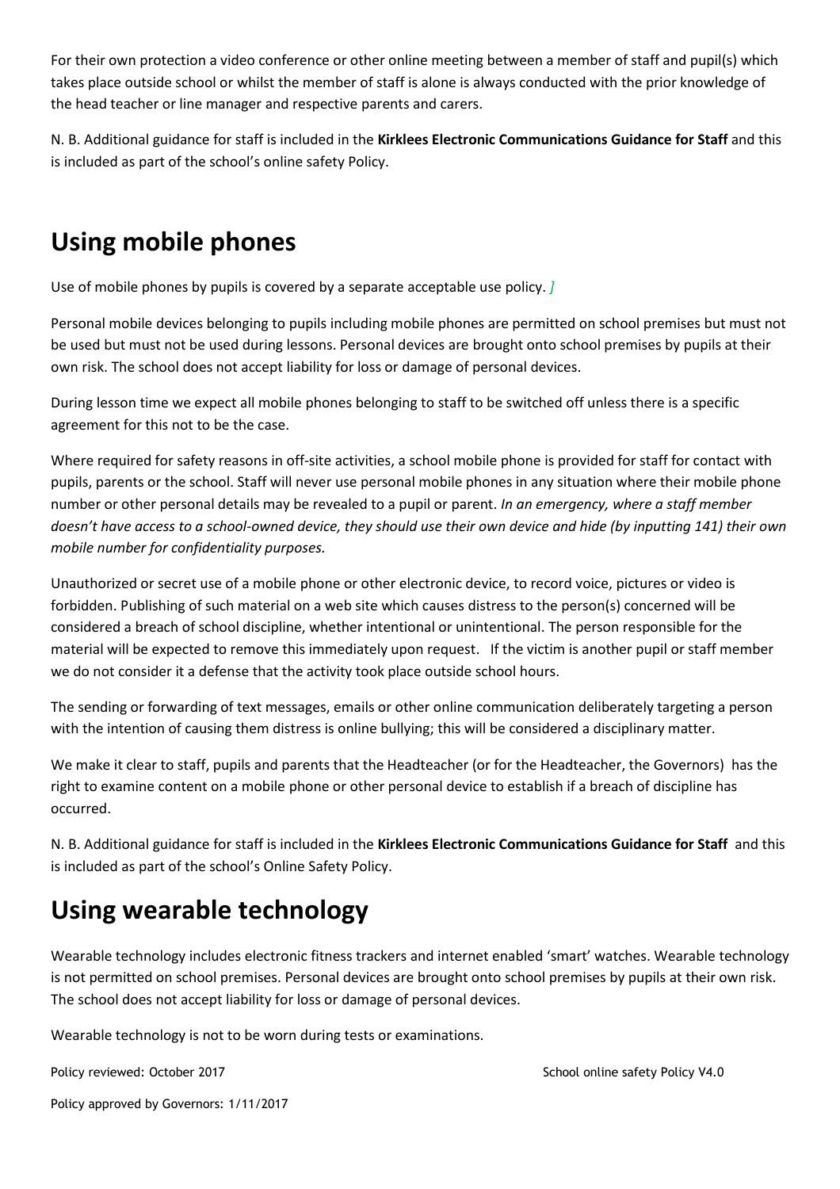For their own protection a video conference or other online meeting between a member of staff and pupil(s) which takes place outside school or whilst the member of staff is alone is always conducted with the prior knowledge of the head teacher or line manager and respective parents and carers.

N. B. Additional guidance for staff is included in the **Kirklees Electronic Communications Guidance for Staff** and this is included as part of the school's online safety Policy.

# Using mobile phones

Use of mobile phones by pupils is covered by a separate acceptable use policy. *]*

Personal mobile devices belonging to pupils including mobile phones are permitted on school premises but must not be used but must not be used during lessons. Personal devices are brought onto school premises by pupils at their own risk. The school does not accept liability for loss or damage of personal devices.

During lesson time we expect all mobile phones belonging to staff to be switched off unless there is a specific agreement for this not to be the case.

Where required for safety reasons in off-site activities, a school mobile phone is provided for staff for contact with pupils, parents or the school. Staff will never use personal mobile phones in any situation where their mobile phone number or other personal details may be revealed to a pupil or parent. *In an emergency, where a staff member doesn't have access to a school-owned device, they should use their own device and hide (by inputting 141) their own mobile number for confidentiality purposes.*

Unauthorized or secret use of a mobile phone or other electronic device, to record voice, pictures or video is forbidden. Publishing of such material on a web site which causes distress to the person(s) concerned will be considered a breach of school discipline, whether intentional or unintentional. The person responsible for the material will be expected to remove this immediately upon request. If the victim is another pupil or staff member we do not consider it a defense that the activity took place outside school hours.

The sending or forwarding of text messages, emails or other online communication deliberately targeting a person with the intention of causing them distress is online bullying; this will be considered a disciplinary matter.

We make it clear to staff, pupils and parents that the Headteacher (or for the Headteacher, the Governors) has the right to examine content on a mobile phone or other personal device to establish if a breach of discipline has occurred.

N. B. Additional guidance for staff is included in the **Kirklees Electronic Communications Guidance for Staff** and this is included as part of the school's Online Safety Policy.

# Using wearable technology

Wearable technology includes electronic fitness trackers and internet enabled 'smart' watches. Wearable technology is not permitted on school premises. Personal devices are brought onto school premises by pupils at their own risk. The school does not accept liability for loss or damage of personal devices.

Wearable technology is not to be worn during tests or examinations.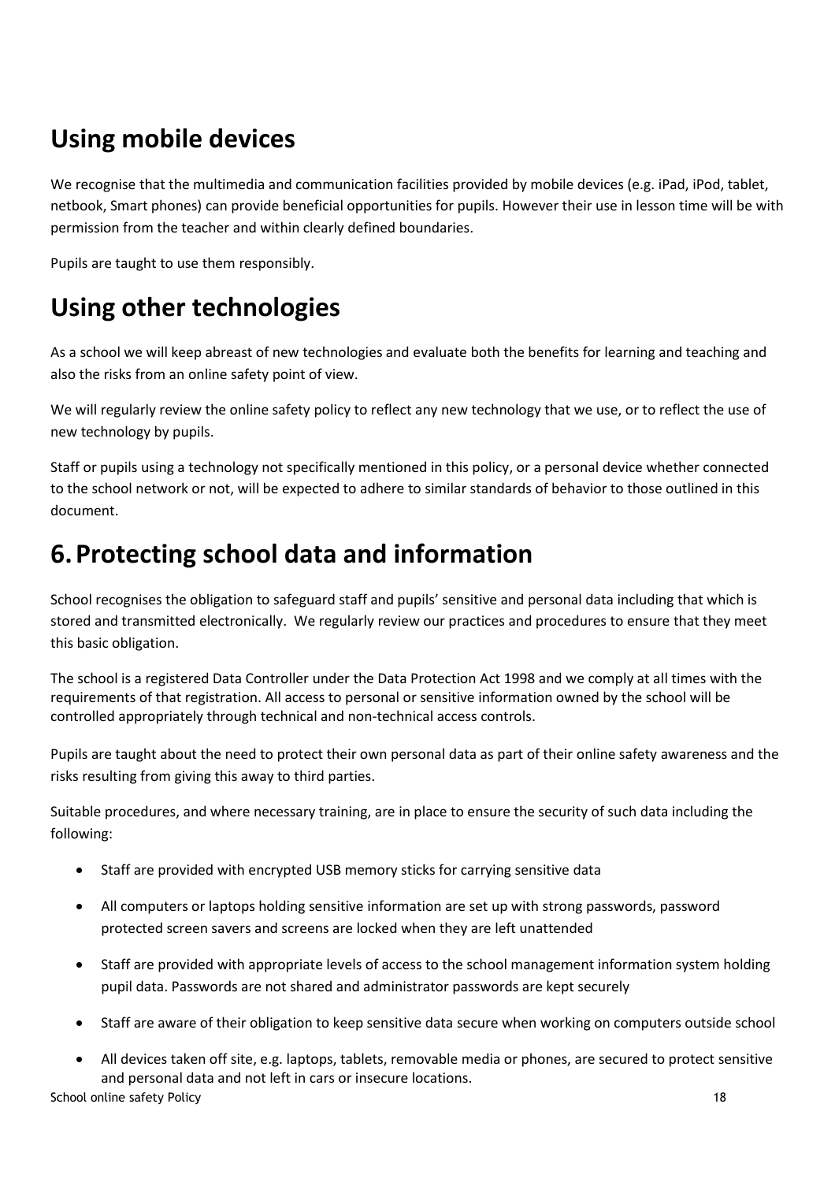## Using mobile devices

We recognise that the multimedia and communication facilities provided by mobile devices (e.g. iPad, iPod, tablet, netbook, Smart phones) can provide beneficial opportunities for pupils. However their use in lesson time will be with permission from the teacher and within clearly defined boundaries.

Pupils are taught to use them responsibly.

## Using other technologies

As a school we will keep abreast of new technologies and evaluate both the benefits for learning and teaching and also the risks from an online safety point of view.

We will regularly review the online safety policy to reflect any new technology that we use, or to reflect the use of new technology by pupils.

Staff or pupils using a technology not specifically mentioned in this policy, or a personal device whether connected to the school network or not, will be expected to adhere to similar standards of behavior to those outlined in this document.

# 6. Protecting school data and information

School recognises the obligation to safeguard staff and pupils' sensitive and personal data including that which is stored and transmitted electronically. We regularly review our practices and procedures to ensure that they meet this basic obligation.

The school is a registered Data Controller under the Data Protection Act 1998 and we comply at all times with the requirements of that registration. All access to personal or sensitive information owned by the school will be controlled appropriately through technical and non-technical access controls.

Pupils are taught about the need to protect their own personal data as part of their online safety awareness and the risks resulting from giving this away to third parties.

Suitable procedures, and where necessary training, are in place to ensure the security of such data including the following:

- Staff are provided with encrypted USB memory sticks for carrying sensitive data
- All computers or laptops holding sensitive information are set up with strong passwords, password protected screen savers and screens are locked when they are left unattended
- Staff are provided with appropriate levels of access to the school management information system holding pupil data. Passwords are not shared and administrator passwords are kept securely
- Staff are aware of their obligation to keep sensitive data secure when working on computers outside school
- All devices taken off site, e.g. laptops, tablets, removable media or phones, are secured to protect sensitive and personal data and not left in cars or insecure locations.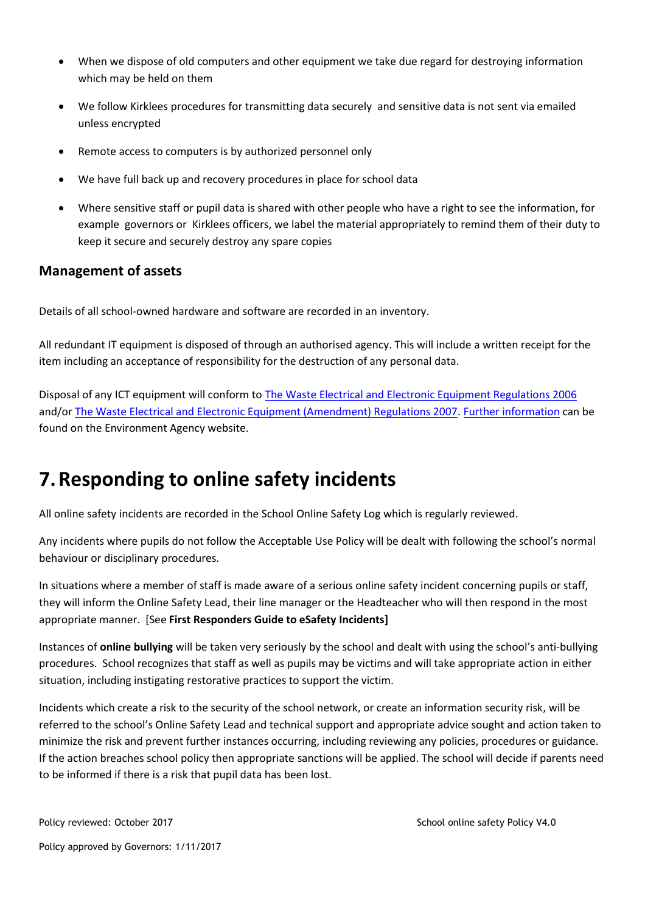- When we dispose of old computers and other equipment we take due regard for destroying information which may be held on them
- We follow Kirklees procedures for transmitting data securely and sensitive data is not sent via emailed unless encrypted
- Remote access to computers is by authorized personnel only
- We have full back up and recovery procedures in place for school data
- Where sensitive staff or pupil data is shared with other people who have a right to see the information, for example governors or Kirklees officers, we label the material appropriately to remind them of their duty to keep it secure and securely destroy any spare copies

### Management of assets

Details of all school-owned hardware and software are recorded in an inventory.

All redundant IT equipment is disposed of through an authorised agency. This will include a written receipt for the item including an acceptance of responsibility for the destruction of any personal data.

Disposal of any ICT equipment will conform to The Waste Electrical and Electronic Equipment Regulations 2006 and/or The Waste Electrical and Electronic Equipment (Amendment) Regulations 2007. Further information can be found on the Environment Agency website.

# 7. Responding to online safety incidents

All online safety incidents are recorded in the School Online Safety Log which is regularly reviewed.

Any incidents where pupils do not follow the Acceptable Use Policy will be dealt with following the school's normal behaviour or disciplinary procedures.

In situations where a member of staff is made aware of a serious online safety incident concerning pupils or staff, they will inform the Online Safety Lead, their line manager or the Headteacher who will then respond in the most appropriate manner. [See **First Responders Guide to eSafety Incidents]**

Instances of **online bullying** will be taken very seriously by the school and dealt with using the school's anti-bullying procedures. School recognizes that staff as well as pupils may be victims and will take appropriate action in either situation, including instigating restorative practices to support the victim.

Incidents which create a risk to the security of the school network, or create an information security risk, will be referred to the school's Online Safety Lead and technical support and appropriate advice sought and action taken to minimize the risk and prevent further instances occurring, including reviewing any policies, procedures or guidance. If the action breaches school policy then appropriate sanctions will be applied. The school will decide if parents need to be informed if there is a risk that pupil data has been lost.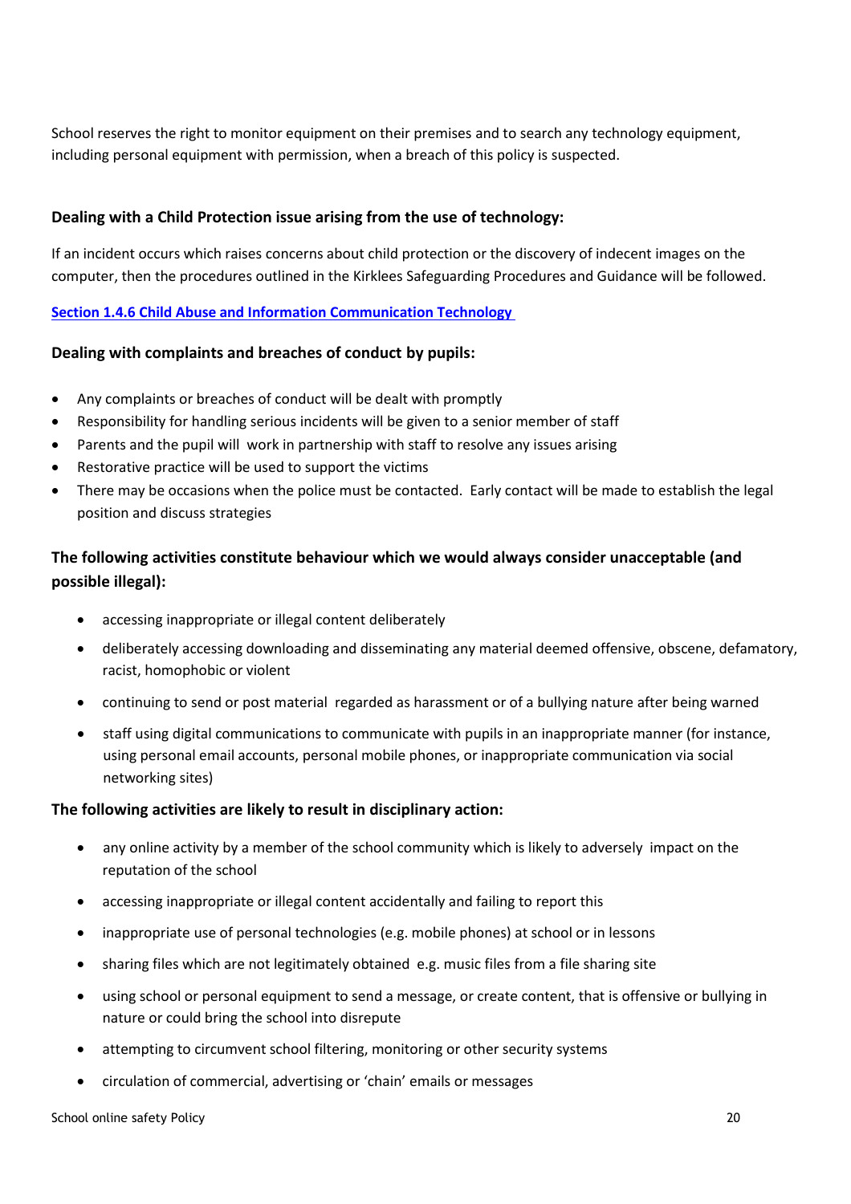School reserves the right to monitor equipment on their premises and to search any technology equipment, including personal equipment with permission, when a breach of this policy is suspected.

### Dealing with a Child Protection issue arising from the use of technology:

If an incident occurs which raises concerns about child protection or the discovery of indecent images on the computer, then the procedures outlined in the Kirklees Safeguarding Procedures and Guidance will be followed.

[Section 1.4.6 Child Abuse and Information Communication Technology](#)

### Dealing with complaints and breaches of conduct by pupils:

- Any complaints or breaches of conduct will be dealt with promptly
- Responsibility for handling serious incidents will be given to a senior member of staff
- Parents and the pupil will work in partnership with staff to resolve any issues arising
- Restorative practice will be used to support the victims
- There may be occasions when the police must be contacted. Early contact will be made to establish the legal position and discuss strategies

### The following activities constitute behaviour which we would always consider unacceptable (and possible illegal):

- accessing inappropriate or illegal content deliberately
- deliberately accessing downloading and disseminating any material deemed offensive, obscene, defamatory, racist, homophobic or violent
- continuing to send or post material regarded as harassment or of a bullying nature after being warned
- staff using digital communications to communicate with pupils in an inappropriate manner (for instance, using personal email accounts, personal mobile phones, or inappropriate communication via social networking sites)

### The following activities are likely to result in disciplinary action:

- any online activity by a member of the school community which is likely to adversely impact on the reputation of the school
- accessing inappropriate or illegal content accidentally and failing to report this
- inappropriate use of personal technologies (e.g. mobile phones) at school or in lessons
- sharing files which are not legitimately obtained e.g. music files from a file sharing site
- using school or personal equipment to send a message, or create content, that is offensive or bullying in nature or could bring the school into disrepute
- attempting to circumvent school filtering, monitoring or other security systems
- circulation of commercial, advertising or 'chain' emails or messages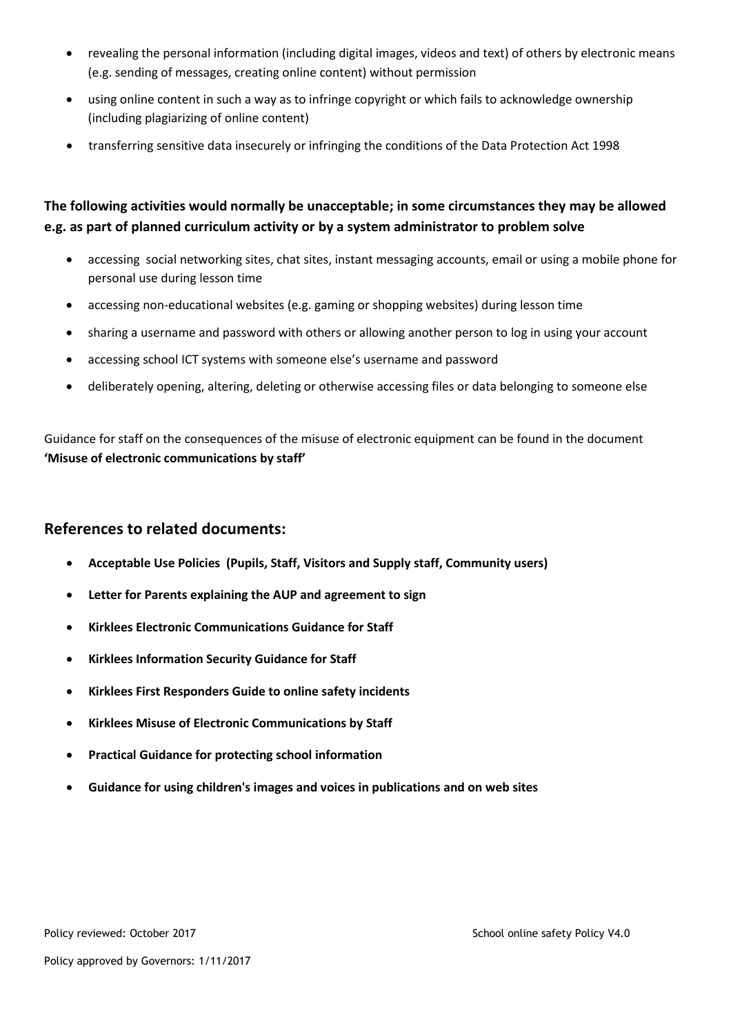- revealing the personal information (including digital images, videos and text) of others by electronic means (e.g. sending of messages, creating online content) without permission
- using online content in such a way as to infringe copyright or which fails to acknowledge ownership (including plagiarizing of online content)
- transferring sensitive data insecurely or infringing the conditions of the Data Protection Act 1998

**The following activities would normally be unacceptable; in some circumstances they may be allowed e.g. as part of planned curriculum activity or by a system administrator to problem solve**

- accessing social networking sites, chat sites, instant messaging accounts, email or using a mobile phone for personal use during lesson time
- accessing non-educational websites (e.g. gaming or shopping websites) during lesson time
- sharing a username and password with others or allowing another person to log in using your account
- accessing school ICT systems with someone else's username and password
- deliberately opening, altering, deleting or otherwise accessing files or data belonging to someone else

Guidance for staff on the consequences of the misuse of electronic equipment can be found in the document **'Misuse of electronic communications by staff'**

## References to related documents:

- **Acceptable Use Policies (Pupils, Staff, Visitors and Supply staff, Community users)**
- **Letter for Parents explaining the AUP and agreement to sign**
- **Kirklees Electronic Communications Guidance for Staff**
- **Kirklees Information Security Guidance for Staff**
- **Kirklees First Responders Guide to online safety incidents**
- **Kirklees Misuse of Electronic Communications by Staff**
- **Practical Guidance for protecting school information**
- **Guidance for using children's images and voices in publications and on web sites**

Policy reviewed: October 2017

School online safety Policy V4.0

Policy approved by Governors: 1/11/2017